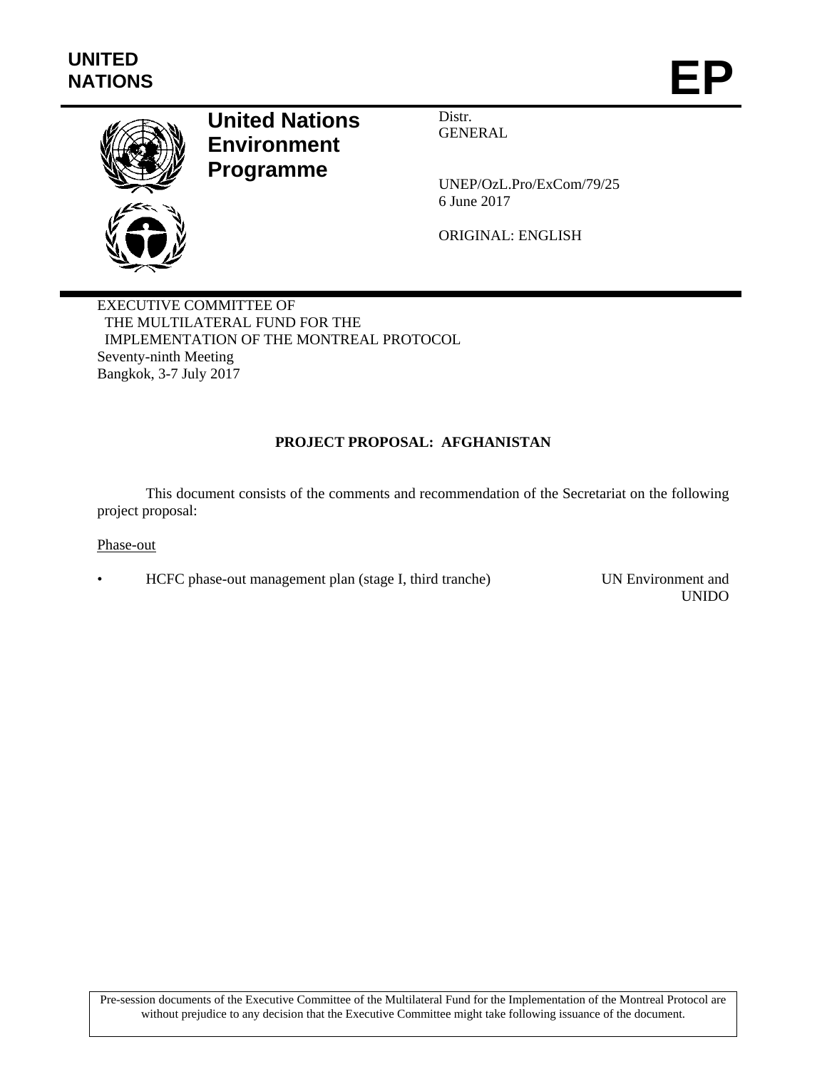UNITED NATIONS

# EP

**United Nations Environment Programme**

Distr.
GENERAL

UNEP/OzL.Pro/ExCom/79/25
6 June 2017

ORIGINAL: ENGLISH

EXECUTIVE COMMITTEE OF
THE MULTILATERAL FUND FOR THE
IMPLEMENTATION OF THE MONTREAL PROTOCOL
Seventy-ninth Meeting
Bangkok, 3-7 July 2017

## PROJECT PROPOSAL: AFGHANISTAN

This document consists of the comments and recommendation of the Secretariat on the following project proposal:

Phase-out

- HCFC phase-out management plan (stage I, third tranche) — UN Environment and UNIDO

Pre-session documents of the Executive Committee of the Multilateral Fund for the Implementation of the Montreal Protocol are without prejudice to any decision that the Executive Committee might take following issuance of the document.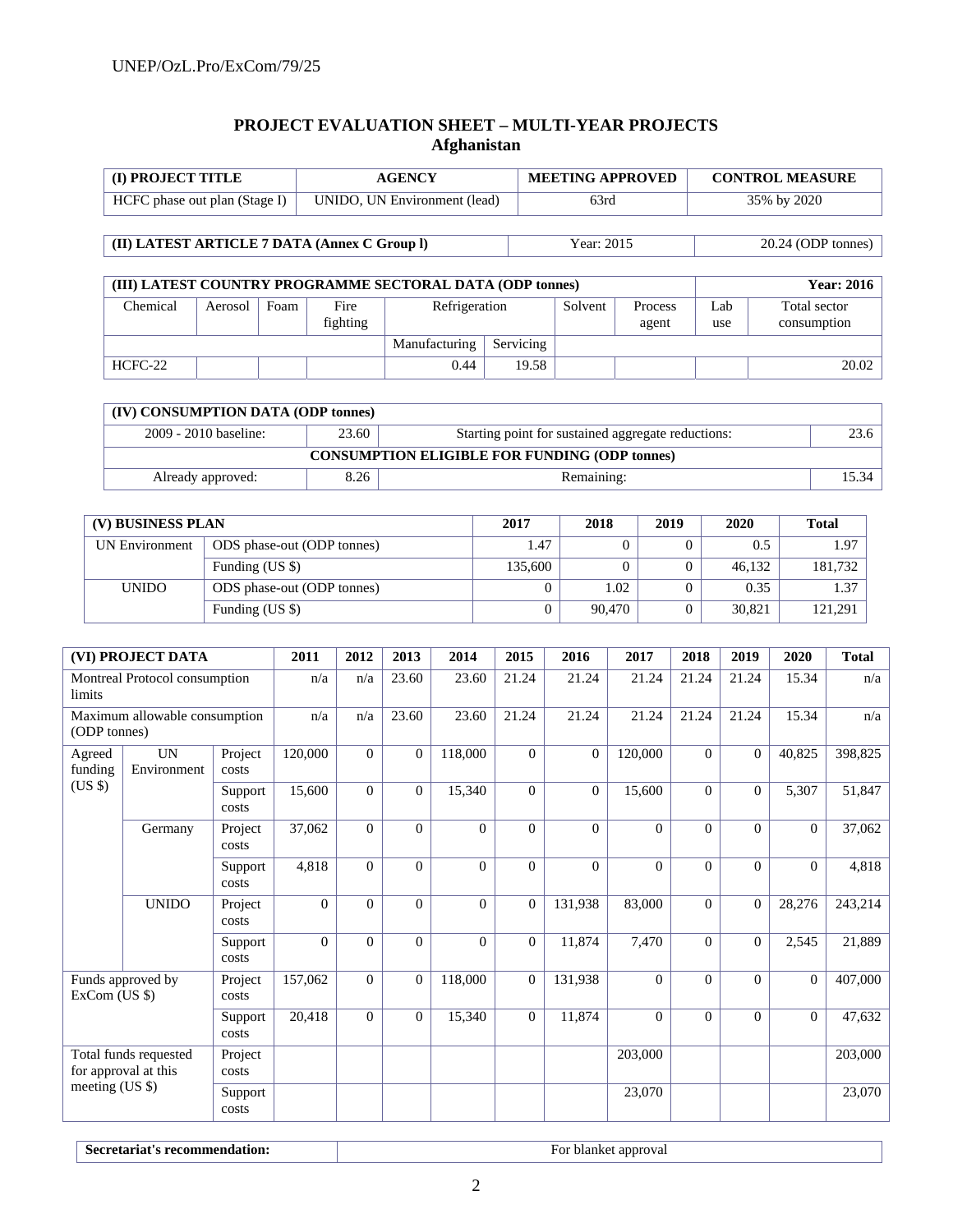## PROJECT EVALUATION SHEET – MULTI-YEAR PROJECTS
### Afghanistan

| (I) PROJECT TITLE | AGENCY | MEETING APPROVED | CONTROL MEASURE |
|---|---|---|---|
| HCFC phase out plan (Stage I) | UNIDO, UN Environment (lead) | 63rd | 35% by 2020 |

| (II) LATEST ARTICLE 7 DATA (Annex C Group l) | Year: 2015 | 20.24 (ODP tonnes) |
|---|---|---|

| (III) LATEST COUNTRY PROGRAMME SECTORAL DATA (ODP tonnes) | | | | | | | | | Year: 2016 |
|---|---|---|---|---|---|---|---|---|---|
| Chemical | Aerosol | Foam | Fire fighting | Refrigeration | | Solvent | Process agent | Lab use | Total sector consumption |
| | | | | Manufacturing | Servicing | | | | |
| HCFC-22 | | | | 0.44 | 19.58 | | | | 20.02 |

| (IV) CONSUMPTION DATA (ODP tonnes) | | | |
|---|---|---|---|
| 2009 - 2010 baseline: | 23.60 | Starting point for sustained aggregate reductions: | 23.6 |
| CONSUMPTION ELIGIBLE FOR FUNDING (ODP tonnes) | | | |
| Already approved: | 8.26 | Remaining: | 15.34 |

| (V) BUSINESS PLAN | | 2017 | 2018 | 2019 | 2020 | Total |
|---|---|---|---|---|---|---|
| UN Environment | ODS phase-out (ODP tonnes) | 1.47 | 0 | 0 | 0.5 | 1.97 |
| | Funding (US $) | 135,600 | 0 | 0 | 46,132 | 181,732 |
| UNIDO | ODS phase-out (ODP tonnes) | 0 | 1.02 | 0 | 0.35 | 1.37 |
| | Funding (US $) | 0 | 90,470 | 0 | 30,821 | 121,291 |

| (VI) PROJECT DATA | | | 2011 | 2012 | 2013 | 2014 | 2015 | 2016 | 2017 | 2018 | 2019 | 2020 | Total |
|---|---|---|---|---|---|---|---|---|---|---|---|---|---|
| Montreal Protocol consumption limits | | | n/a | n/a | 23.60 | 23.60 | 21.24 | 21.24 | 21.24 | 21.24 | 21.24 | 15.34 | n/a |
| Maximum allowable consumption (ODP tonnes) | | | n/a | n/a | 23.60 | 23.60 | 21.24 | 21.24 | 21.24 | 21.24 | 21.24 | 15.34 | n/a |
| Agreed funding (US $) | UN Environment | Project costs | 120,000 | 0 | 0 | 118,000 | 0 | 0 | 120,000 | 0 | 0 | 40,825 | 398,825 |
| | | Support costs | 15,600 | 0 | 0 | 15,340 | 0 | 0 | 15,600 | 0 | 0 | 5,307 | 51,847 |
| | Germany | Project costs | 37,062 | 0 | 0 | 0 | 0 | 0 | 0 | 0 | 0 | 0 | 37,062 |
| | | Support costs | 4,818 | 0 | 0 | 0 | 0 | 0 | 0 | 0 | 0 | 0 | 4,818 |
| | UNIDO | Project costs | 0 | 0 | 0 | 0 | 0 | 131,938 | 83,000 | 0 | 0 | 28,276 | 243,214 |
| | | Support costs | 0 | 0 | 0 | 0 | 0 | 11,874 | 7,470 | 0 | 0 | 2,545 | 21,889 |
| Funds approved by ExCom (US $) | | Project costs | 157,062 | 0 | 0 | 118,000 | 0 | 131,938 | 0 | 0 | 0 | 0 | 407,000 |
| | | Support costs | 20,418 | 0 | 0 | 15,340 | 0 | 11,874 | 0 | 0 | 0 | 0 | 47,632 |
| Total funds requested for approval at this meeting (US $) | | Project costs | | | | | | | 203,000 | | | | 203,000 |
| | | Support costs | | | | | | | 23,070 | | | | 23,070 |

| Secretariat's recommendation: | For blanket approval |
|---|---|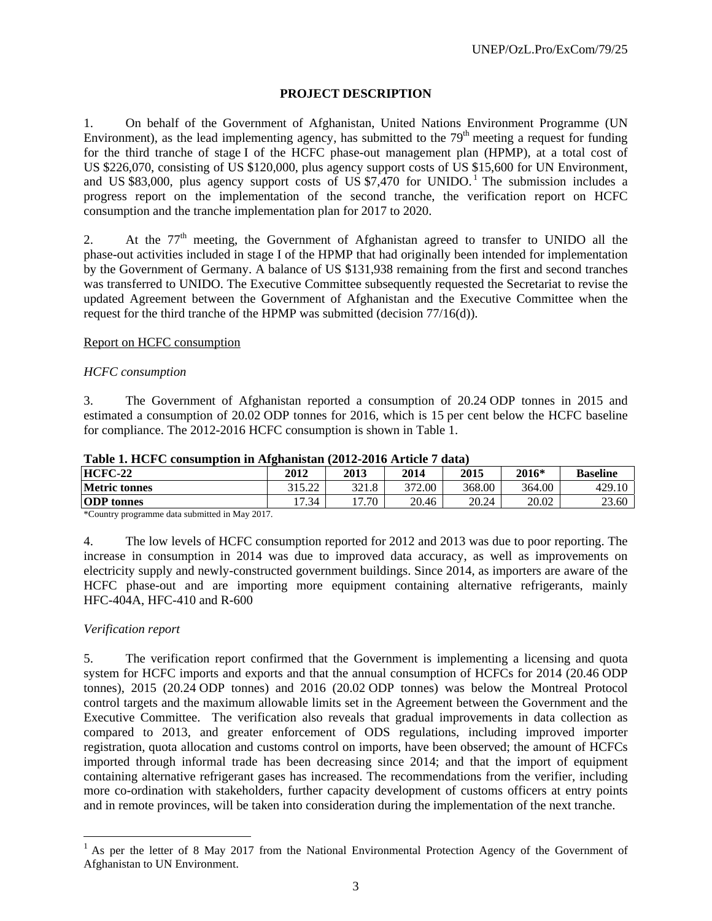## PROJECT DESCRIPTION

1. On behalf of the Government of Afghanistan, United Nations Environment Programme (UN Environment), as the lead implementing agency, has submitted to the 79th meeting a request for funding for the third tranche of stage I of the HCFC phase-out management plan (HPMP), at a total cost of US $226,070, consisting of US $120,000, plus agency support costs of US $15,600 for UN Environment, and US $83,000, plus agency support costs of US $7,470 for UNIDO.[1] The submission includes a progress report on the implementation of the second tranche, the verification report on HCFC consumption and the tranche implementation plan for 2017 to 2020.

2. At the 77th meeting, the Government of Afghanistan agreed to transfer to UNIDO all the phase-out activities included in stage I of the HPMP that had originally been intended for implementation by the Government of Germany. A balance of US $131,938 remaining from the first and second tranches was transferred to UNIDO. The Executive Committee subsequently requested the Secretariat to revise the updated Agreement between the Government of Afghanistan and the Executive Committee when the request for the third tranche of the HPMP was submitted (decision 77/16(d)).

Report on HCFC consumption

*HCFC consumption*

3. The Government of Afghanistan reported a consumption of 20.24 ODP tonnes in 2015 and estimated a consumption of 20.02 ODP tonnes for 2016, which is 15 per cent below the HCFC baseline for compliance. The 2012-2016 HCFC consumption is shown in Table 1.

**Table 1. HCFC consumption in Afghanistan (2012-2016 Article 7 data)**

| HCFC-22 | 2012 | 2013 | 2014 | 2015 | 2016* | Baseline |
|---|---|---|---|---|---|---|
| **Metric tonnes** | 315.22 | 321.8 | 372.00 | 368.00 | 364.00 | 429.10 |
| **ODP tonnes** | 17.34 | 17.70 | 20.46 | 20.24 | 20.02 | 23.60 |

*Country programme data submitted in May 2017.

4. The low levels of HCFC consumption reported for 2012 and 2013 was due to poor reporting. The increase in consumption in 2014 was due to improved data accuracy, as well as improvements on electricity supply and newly-constructed government buildings. Since 2014, as importers are aware of the HCFC phase-out and are importing more equipment containing alternative refrigerants, mainly HFC-404A, HFC-410 and R-600

*Verification report*

5. The verification report confirmed that the Government is implementing a licensing and quota system for HCFC imports and exports and that the annual consumption of HCFCs for 2014 (20.46 ODP tonnes), 2015 (20.24 ODP tonnes) and 2016 (20.02 ODP tonnes) was below the Montreal Protocol control targets and the maximum allowable limits set in the Agreement between the Government and the Executive Committee. The verification also reveals that gradual improvements in data collection as compared to 2013, and greater enforcement of ODS regulations, including improved importer registration, quota allocation and customs control on imports, have been observed; the amount of HCFCs imported through informal trade has been decreasing since 2014; and that the import of equipment containing alternative refrigerant gases has increased. The recommendations from the verifier, including more co-ordination with stakeholders, further capacity development of customs officers at entry points and in remote provinces, will be taken into consideration during the implementation of the next tranche.

[1] As per the letter of 8 May 2017 from the National Environmental Protection Agency of the Government of Afghanistan to UN Environment.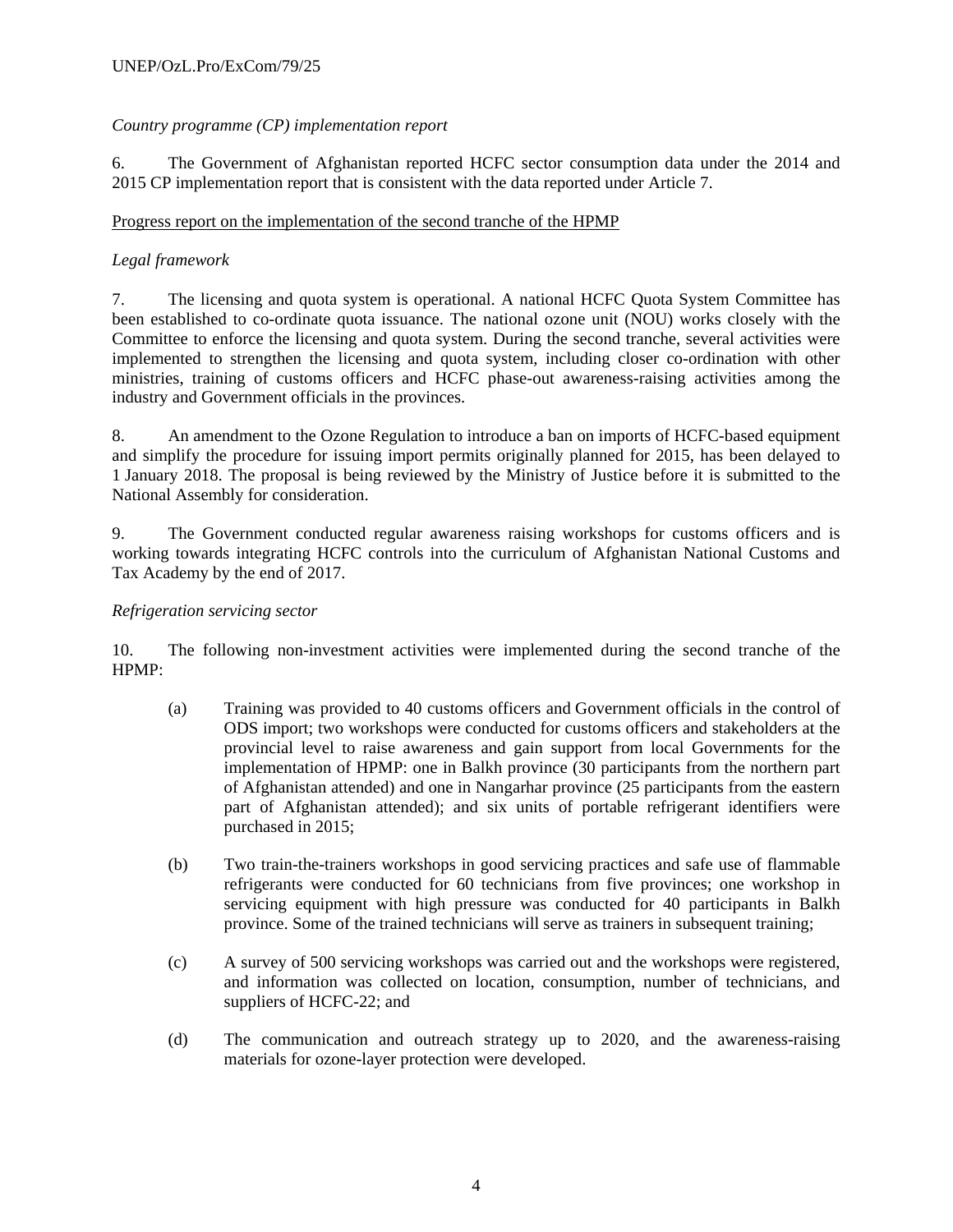*Country programme (CP) implementation report*

6. The Government of Afghanistan reported HCFC sector consumption data under the 2014 and 2015 CP implementation report that is consistent with the data reported under Article 7.

<u>Progress report on the implementation of the second tranche of the HPMP</u>

*Legal framework*

7. The licensing and quota system is operational. A national HCFC Quota System Committee has been established to co-ordinate quota issuance. The national ozone unit (NOU) works closely with the Committee to enforce the licensing and quota system. During the second tranche, several activities were implemented to strengthen the licensing and quota system, including closer co-ordination with other ministries, training of customs officers and HCFC phase-out awareness-raising activities among the industry and Government officials in the provinces.

8. An amendment to the Ozone Regulation to introduce a ban on imports of HCFC-based equipment and simplify the procedure for issuing import permits originally planned for 2015, has been delayed to 1 January 2018. The proposal is being reviewed by the Ministry of Justice before it is submitted to the National Assembly for consideration.

9. The Government conducted regular awareness raising workshops for customs officers and is working towards integrating HCFC controls into the curriculum of Afghanistan National Customs and Tax Academy by the end of 2017.

*Refrigeration servicing sector*

10. The following non-investment activities were implemented during the second tranche of the HPMP:

(a) Training was provided to 40 customs officers and Government officials in the control of ODS import; two workshops were conducted for customs officers and stakeholders at the provincial level to raise awareness and gain support from local Governments for the implementation of HPMP: one in Balkh province (30 participants from the northern part of Afghanistan attended) and one in Nangarhar province (25 participants from the eastern part of Afghanistan attended); and six units of portable refrigerant identifiers were purchased in 2015;

(b) Two train-the-trainers workshops in good servicing practices and safe use of flammable refrigerants were conducted for 60 technicians from five provinces; one workshop in servicing equipment with high pressure was conducted for 40 participants in Balkh province. Some of the trained technicians will serve as trainers in subsequent training;

(c) A survey of 500 servicing workshops was carried out and the workshops were registered, and information was collected on location, consumption, number of technicians, and suppliers of HCFC-22; and

(d) The communication and outreach strategy up to 2020, and the awareness-raising materials for ozone-layer protection were developed.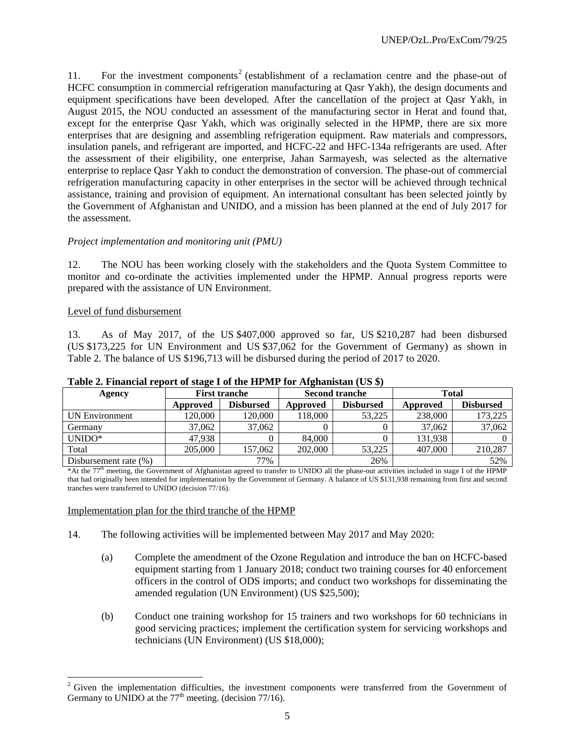11. For the investment components[2] (establishment of a reclamation centre and the phase-out of HCFC consumption in commercial refrigeration manufacturing at Qasr Yakh), the design documents and equipment specifications have been developed. After the cancellation of the project at Qasr Yakh, in August 2015, the NOU conducted an assessment of the manufacturing sector in Herat and found that, except for the enterprise Qasr Yakh, which was originally selected in the HPMP, there are six more enterprises that are designing and assembling refrigeration equipment. Raw materials and compressors, insulation panels, and refrigerant are imported, and HCFC-22 and HFC-134a refrigerants are used. After the assessment of their eligibility, one enterprise, Jahan Sarmayesh, was selected as the alternative enterprise to replace Qasr Yakh to conduct the demonstration of conversion. The phase-out of commercial refrigeration manufacturing capacity in other enterprises in the sector will be achieved through technical assistance, training and provision of equipment. An international consultant has been selected jointly by the Government of Afghanistan and UNIDO, and a mission has been planned at the end of July 2017 for the assessment.

*Project implementation and monitoring unit (PMU)*

12. The NOU has been working closely with the stakeholders and the Quota System Committee to monitor and co-ordinate the activities implemented under the HPMP. Annual progress reports were prepared with the assistance of UN Environment.

Level of fund disbursement

13. As of May 2017, of the US $407,000 approved so far, US $210,287 had been disbursed (US $173,225 for UN Environment and US $37,062 for the Government of Germany) as shown in Table 2. The balance of US $196,713 will be disbursed during the period of 2017 to 2020.

**Table 2. Financial report of stage I of the HPMP for Afghanistan (US $)**

| Agency | First tranche | | Second tranche | | Total | |
|---|---|---|---|---|---|---|
| | Approved | Disbursed | Approved | Disbursed | Approved | Disbursed |
| UN Environment | 120,000 | 120,000 | 118,000 | 53,225 | 238,000 | 173,225 |
| Germany | 37,062 | 37,062 | 0 | 0 | 37,062 | 37,062 |
| UNIDO* | 47,938 | 0 | 84,000 | 0 | 131,938 | 0 |
| Total | 205,000 | 157,062 | 202,000 | 53,225 | 407,000 | 210,287 |
| Disbursement rate (%) | | 77% | | 26% | | 52% |

*At the 77th meeting, the Government of Afghanistan agreed to transfer to UNIDO all the phase-out activities included in stage I of the HPMP that had originally been intended for implementation by the Government of Germany. A balance of US $131,938 remaining from first and second tranches were transferred to UNIDO (decision 77/16).

Implementation plan for the third tranche of the HPMP

14. The following activities will be implemented between May 2017 and May 2020:

(a) Complete the amendment of the Ozone Regulation and introduce the ban on HCFC-based equipment starting from 1 January 2018; conduct two training courses for 40 enforcement officers in the control of ODS imports; and conduct two workshops for disseminating the amended regulation (UN Environment) (US $25,500);

(b) Conduct one training workshop for 15 trainers and two workshops for 60 technicians in good servicing practices; implement the certification system for servicing workshops and technicians (UN Environment) (US $18,000);

[2] Given the implementation difficulties, the investment components were transferred from the Government of Germany to UNIDO at the 77th meeting. (decision 77/16).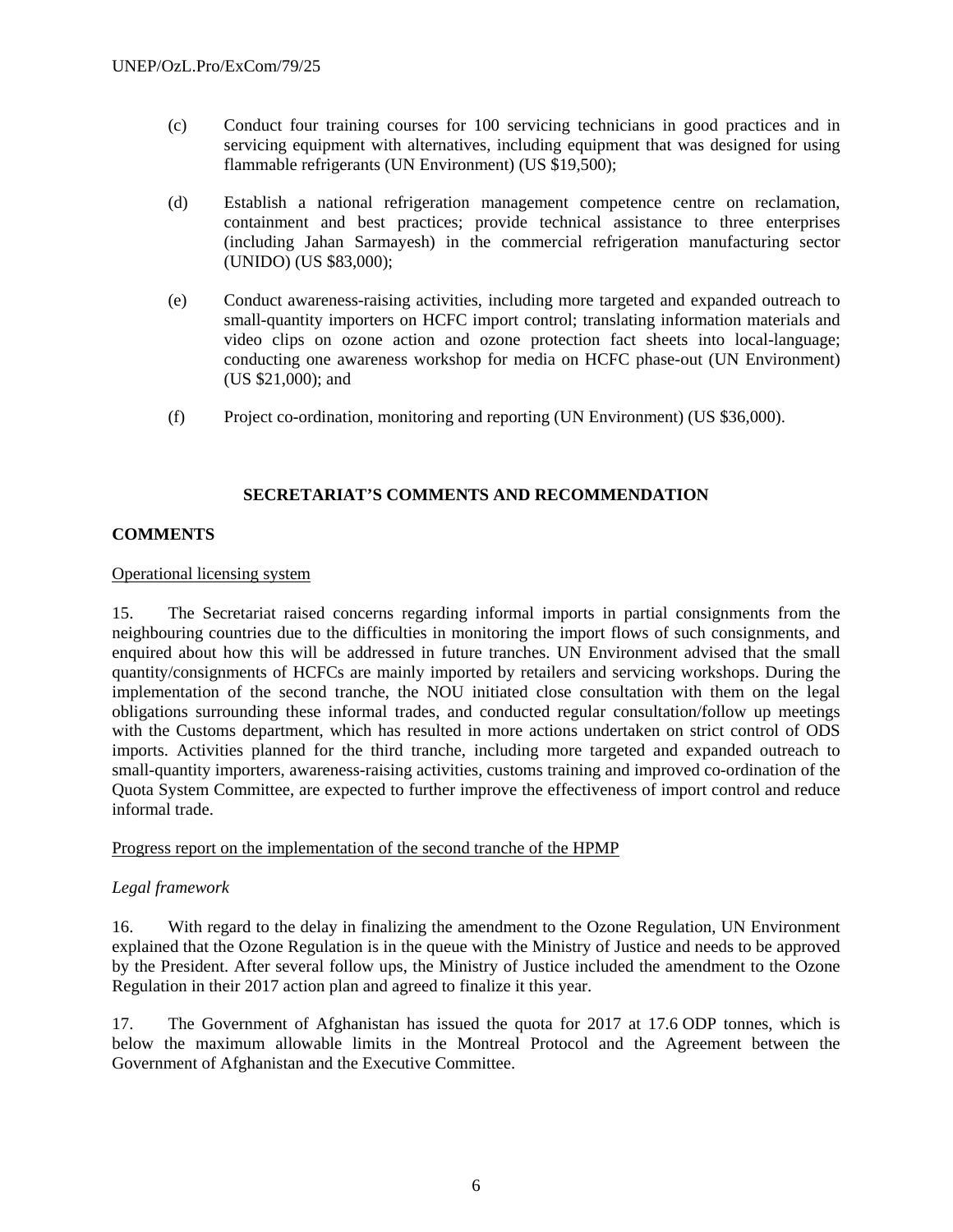(c) Conduct four training courses for 100 servicing technicians in good practices and in servicing equipment with alternatives, including equipment that was designed for using flammable refrigerants (UN Environment) (US $19,500);

(d) Establish a national refrigeration management competence centre on reclamation, containment and best practices; provide technical assistance to three enterprises (including Jahan Sarmayesh) in the commercial refrigeration manufacturing sector (UNIDO) (US $83,000);

(e) Conduct awareness-raising activities, including more targeted and expanded outreach to small-quantity importers on HCFC import control; translating information materials and video clips on ozone action and ozone protection fact sheets into local-language; conducting one awareness workshop for media on HCFC phase-out (UN Environment) (US $21,000); and

(f) Project co-ordination, monitoring and reporting (UN Environment) (US $36,000).

## SECRETARIAT'S COMMENTS AND RECOMMENDATION

### COMMENTS

Operational licensing system

15. The Secretariat raised concerns regarding informal imports in partial consignments from the neighbouring countries due to the difficulties in monitoring the import flows of such consignments, and enquired about how this will be addressed in future tranches. UN Environment advised that the small quantity/consignments of HCFCs are mainly imported by retailers and servicing workshops. During the implementation of the second tranche, the NOU initiated close consultation with them on the legal obligations surrounding these informal trades, and conducted regular consultation/follow up meetings with the Customs department, which has resulted in more actions undertaken on strict control of ODS imports. Activities planned for the third tranche, including more targeted and expanded outreach to small-quantity importers, awareness-raising activities, customs training and improved co-ordination of the Quota System Committee, are expected to further improve the effectiveness of import control and reduce informal trade.

Progress report on the implementation of the second tranche of the HPMP

*Legal framework*

16. With regard to the delay in finalizing the amendment to the Ozone Regulation, UN Environment explained that the Ozone Regulation is in the queue with the Ministry of Justice and needs to be approved by the President. After several follow ups, the Ministry of Justice included the amendment to the Ozone Regulation in their 2017 action plan and agreed to finalize it this year.

17. The Government of Afghanistan has issued the quota for 2017 at 17.6 ODP tonnes, which is below the maximum allowable limits in the Montreal Protocol and the Agreement between the Government of Afghanistan and the Executive Committee.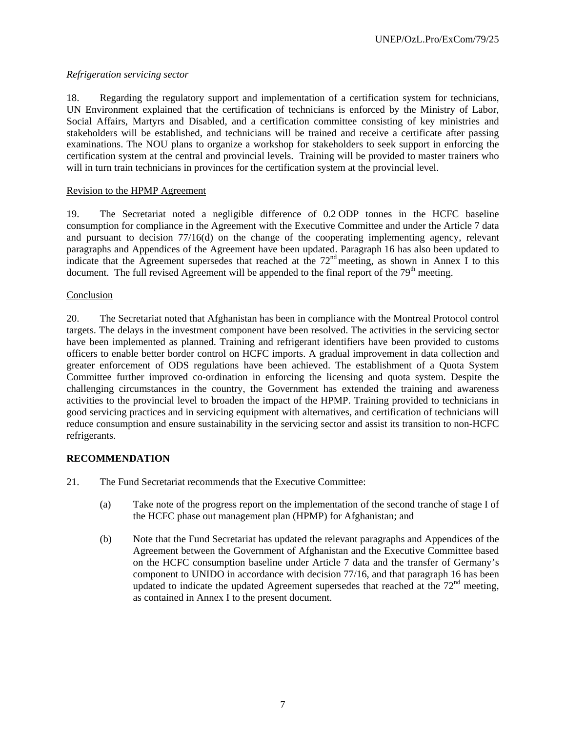*Refrigeration servicing sector*

18. Regarding the regulatory support and implementation of a certification system for technicians, UN Environment explained that the certification of technicians is enforced by the Ministry of Labor, Social Affairs, Martyrs and Disabled, and a certification committee consisting of key ministries and stakeholders will be established, and technicians will be trained and receive a certificate after passing examinations. The NOU plans to organize a workshop for stakeholders to seek support in enforcing the certification system at the central and provincial levels. Training will be provided to master trainers who will in turn train technicians in provinces for the certification system at the provincial level.

Revision to the HPMP Agreement

19. The Secretariat noted a negligible difference of 0.2 ODP tonnes in the HCFC baseline consumption for compliance in the Agreement with the Executive Committee and under the Article 7 data and pursuant to decision 77/16(d) on the change of the cooperating implementing agency, relevant paragraphs and Appendices of the Agreement have been updated. Paragraph 16 has also been updated to indicate that the Agreement supersedes that reached at the 72nd meeting, as shown in Annex I to this document. The full revised Agreement will be appended to the final report of the 79th meeting.

Conclusion

20. The Secretariat noted that Afghanistan has been in compliance with the Montreal Protocol control targets. The delays in the investment component have been resolved. The activities in the servicing sector have been implemented as planned. Training and refrigerant identifiers have been provided to customs officers to enable better border control on HCFC imports. A gradual improvement in data collection and greater enforcement of ODS regulations have been achieved. The establishment of a Quota System Committee further improved co-ordination in enforcing the licensing and quota system. Despite the challenging circumstances in the country, the Government has extended the training and awareness activities to the provincial level to broaden the impact of the HPMP. Training provided to technicians in good servicing practices and in servicing equipment with alternatives, and certification of technicians will reduce consumption and ensure sustainability in the servicing sector and assist its transition to non-HCFC refrigerants.

**RECOMMENDATION**

21. The Fund Secretariat recommends that the Executive Committee:

(a) Take note of the progress report on the implementation of the second tranche of stage I of the HCFC phase out management plan (HPMP) for Afghanistan; and

(b) Note that the Fund Secretariat has updated the relevant paragraphs and Appendices of the Agreement between the Government of Afghanistan and the Executive Committee based on the HCFC consumption baseline under Article 7 data and the transfer of Germany's component to UNIDO in accordance with decision 77/16, and that paragraph 16 has been updated to indicate the updated Agreement supersedes that reached at the 72nd meeting, as contained in Annex I to the present document.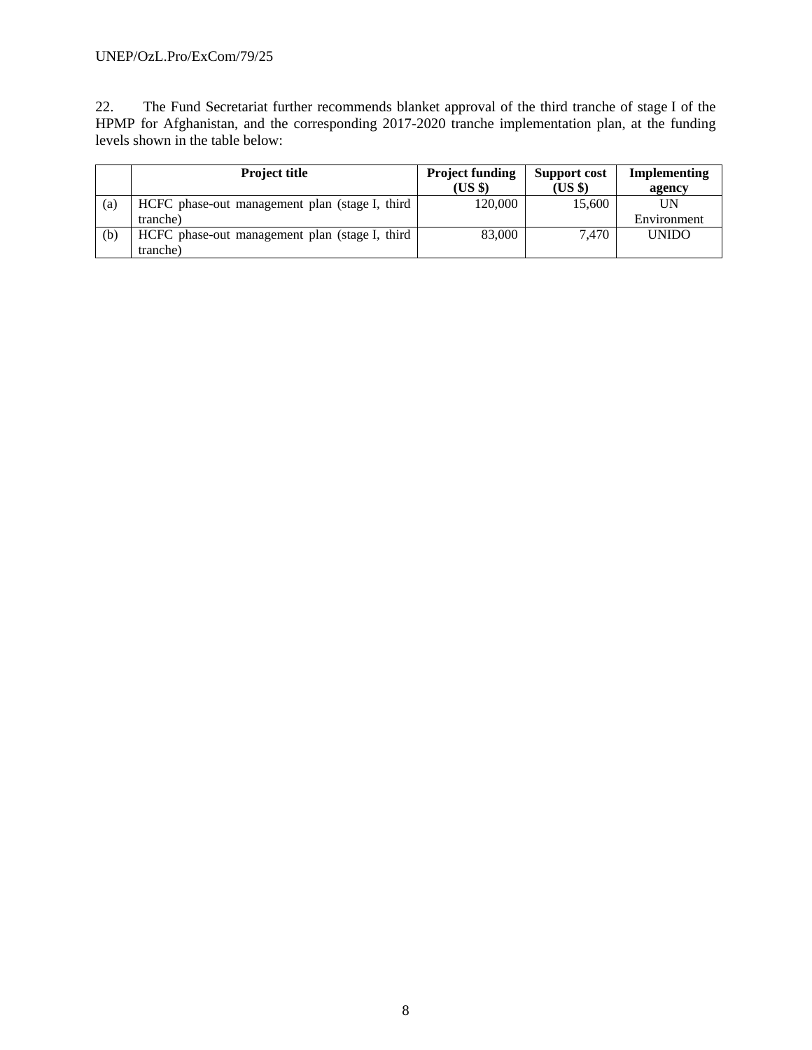22. The Fund Secretariat further recommends blanket approval of the third tranche of stage I of the HPMP for Afghanistan, and the corresponding 2017-2020 tranche implementation plan, at the funding levels shown in the table below:

| | Project title | Project funding (US $) | Support cost (US $) | Implementing agency |
|---|---|---|---|---|
| (a) | HCFC phase-out management plan (stage I, third tranche) | 120,000 | 15,600 | UN Environment |
| (b) | HCFC phase-out management plan (stage I, third tranche) | 83,000 | 7,470 | UNIDO |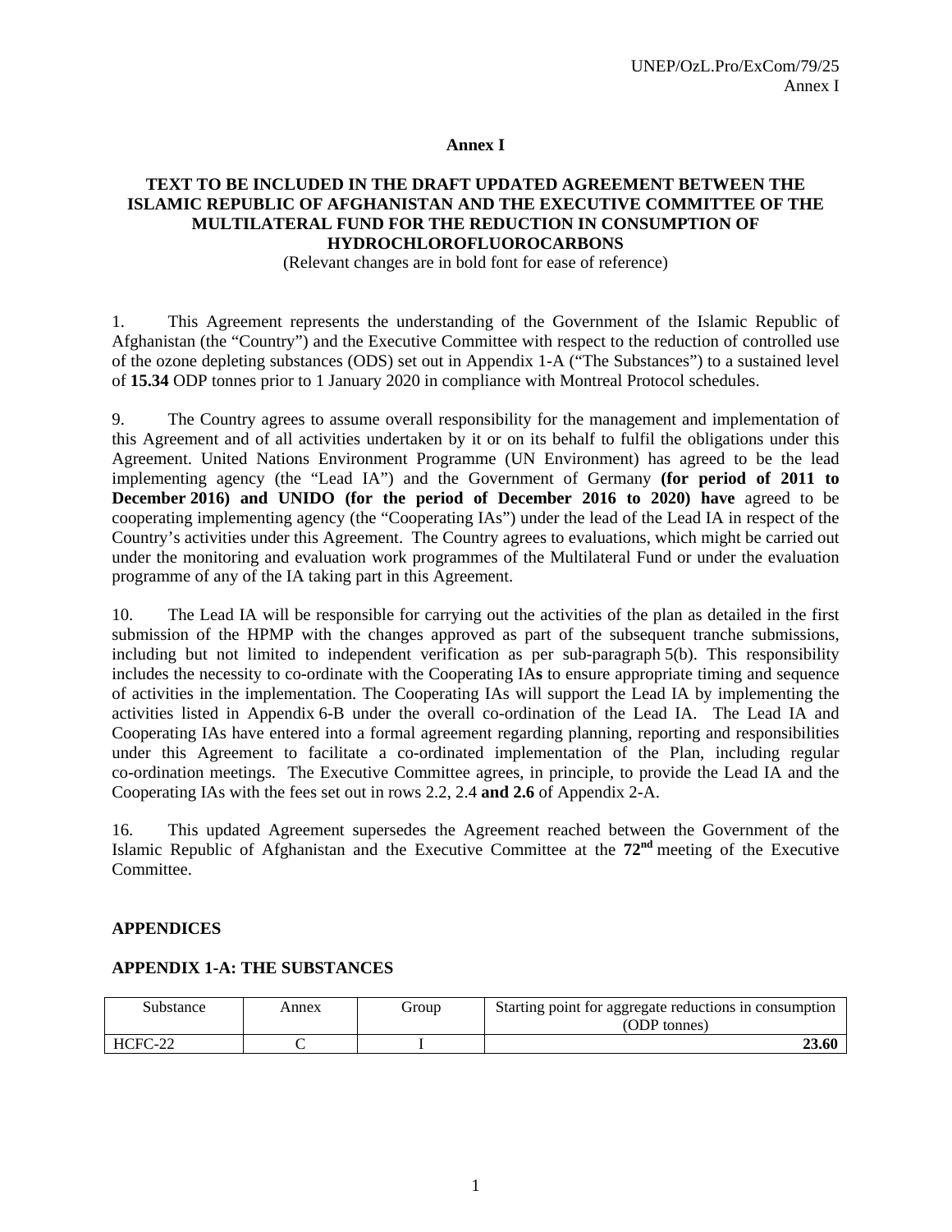**Annex I**

**TEXT TO BE INCLUDED IN THE DRAFT UPDATED AGREEMENT BETWEEN THE ISLAMIC REPUBLIC OF AFGHANISTAN AND THE EXECUTIVE COMMITTEE OF THE MULTILATERAL FUND FOR THE REDUCTION IN CONSUMPTION OF HYDROCHLOROFLUOROCARBONS**

(Relevant changes are in bold font for ease of reference)

1. This Agreement represents the understanding of the Government of the Islamic Republic of Afghanistan (the "Country") and the Executive Committee with respect to the reduction of controlled use of the ozone depleting substances (ODS) set out in Appendix 1-A ("The Substances") to a sustained level of **15.34** ODP tonnes prior to 1 January 2020 in compliance with Montreal Protocol schedules.

9. The Country agrees to assume overall responsibility for the management and implementation of this Agreement and of all activities undertaken by it or on its behalf to fulfil the obligations under this Agreement. United Nations Environment Programme (UN Environment) has agreed to be the lead implementing agency (the "Lead IA") and the Government of Germany **(for period of 2011 to December 2016) and UNIDO (for the period of December 2016 to 2020) have** agreed to be cooperating implementing agency (the "Cooperating IAs") under the lead of the Lead IA in respect of the Country's activities under this Agreement. The Country agrees to evaluations, which might be carried out under the monitoring and evaluation work programmes of the Multilateral Fund or under the evaluation programme of any of the IA taking part in this Agreement.

10. The Lead IA will be responsible for carrying out the activities of the plan as detailed in the first submission of the HPMP with the changes approved as part of the subsequent tranche submissions, including but not limited to independent verification as per sub-paragraph 5(b). This responsibility includes the necessity to co-ordinate with the Cooperating IA**s** to ensure appropriate timing and sequence of activities in the implementation. The Cooperating IAs will support the Lead IA by implementing the activities listed in Appendix 6-B under the overall co-ordination of the Lead IA. The Lead IA and Cooperating IAs have entered into a formal agreement regarding planning, reporting and responsibilities under this Agreement to facilitate a co-ordinated implementation of the Plan, including regular co-ordination meetings. The Executive Committee agrees, in principle, to provide the Lead IA and the Cooperating IAs with the fees set out in rows 2.2, 2.4 **and 2.6** of Appendix 2-A.

16. This updated Agreement supersedes the Agreement reached between the Government of the Islamic Republic of Afghanistan and the Executive Committee at the **72nd** meeting of the Executive Committee.

## APPENDICES

### APPENDIX 1-A: THE SUBSTANCES

| Substance | Annex | Group | Starting point for aggregate reductions in consumption (ODP tonnes) |
|---|---|---|---|
| HCFC-22 | C | I | **23.60** |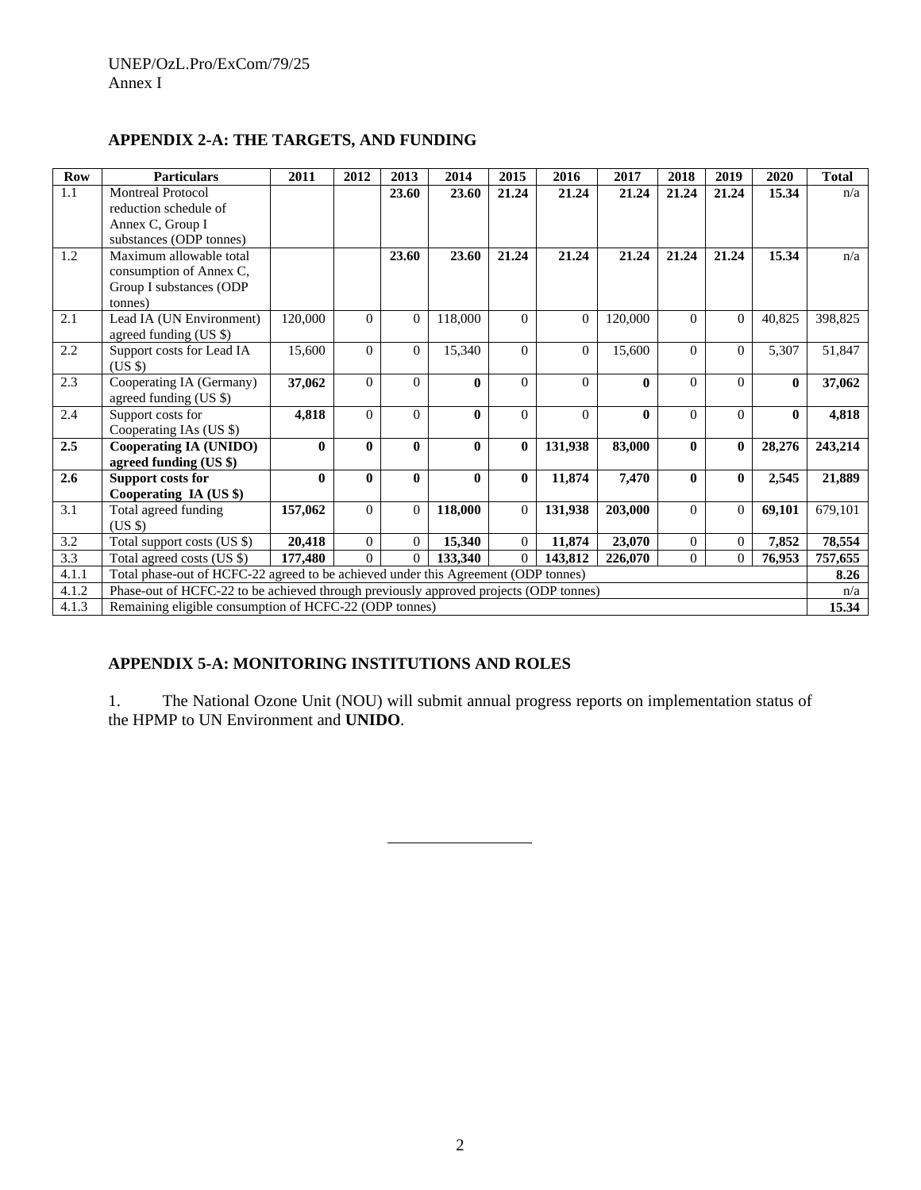## APPENDIX 2-A: THE TARGETS, AND FUNDING

| Row | Particulars | 2011 | 2012 | 2013 | 2014 | 2015 | 2016 | 2017 | 2018 | 2019 | 2020 | Total |
|---|---|---|---|---|---|---|---|---|---|---|---|---|
| 1.1 | Montreal Protocol reduction schedule of Annex C, Group I substances (ODP tonnes) | | | **23.60** | **23.60** | **21.24** | **21.24** | **21.24** | **21.24** | **21.24** | **15.34** | n/a |
| 1.2 | Maximum allowable total consumption of Annex C, Group I substances (ODP tonnes) | | | **23.60** | **23.60** | **21.24** | **21.24** | **21.24** | **21.24** | **21.24** | **15.34** | n/a |
| 2.1 | Lead IA (UN Environment) agreed funding (US $) | 120,000 | 0 | 0 | 118,000 | 0 | 0 | 120,000 | 0 | 0 | 40,825 | 398,825 |
| 2.2 | Support costs for Lead IA (US $) | 15,600 | 0 | 0 | 15,340 | 0 | 0 | 15,600 | 0 | 0 | 5,307 | 51,847 |
| 2.3 | Cooperating IA (Germany) agreed funding (US $) | **37,062** | 0 | 0 | **0** | 0 | 0 | **0** | 0 | 0 | **0** | **37,062** |
| 2.4 | Support costs for Cooperating IAs (US $) | **4,818** | 0 | 0 | **0** | 0 | 0 | **0** | 0 | 0 | **0** | **4,818** |
| **2.5** | **Cooperating IA (UNIDO) agreed funding (US $)** | **0** | **0** | **0** | **0** | **0** | **131,938** | **83,000** | **0** | **0** | **28,276** | **243,214** |
| **2.6** | **Support costs for Cooperating IA (US $)** | **0** | **0** | **0** | **0** | **0** | **11,874** | **7,470** | **0** | **0** | **2,545** | **21,889** |
| 3.1 | Total agreed funding (US $) | **157,062** | 0 | 0 | **118,000** | 0 | **131,938** | **203,000** | 0 | 0 | **69,101** | 679,101 |
| 3.2 | Total support costs (US $) | **20,418** | 0 | 0 | **15,340** | 0 | **11,874** | **23,070** | 0 | 0 | **7,852** | **78,554** |
| 3.3 | Total agreed costs (US $) | **177,480** | 0 | 0 | **133,340** | 0 | **143,812** | **226,070** | 0 | 0 | **76,953** | **757,655** |
| 4.1.1 | Total phase-out of HCFC-22 agreed to be achieved under this Agreement (ODP tonnes) | | | | | | | | | | | **8.26** |
| 4.1.2 | Phase-out of HCFC-22 to be achieved through previously approved projects (ODP tonnes) | | | | | | | | | | | n/a |
| 4.1.3 | Remaining eligible consumption of HCFC-22 (ODP tonnes) | | | | | | | | | | | **15.34** |

## APPENDIX 5-A: MONITORING INSTITUTIONS AND ROLES

1. The National Ozone Unit (NOU) will submit annual progress reports on implementation status of the HPMP to UN Environment and **UNIDO**.